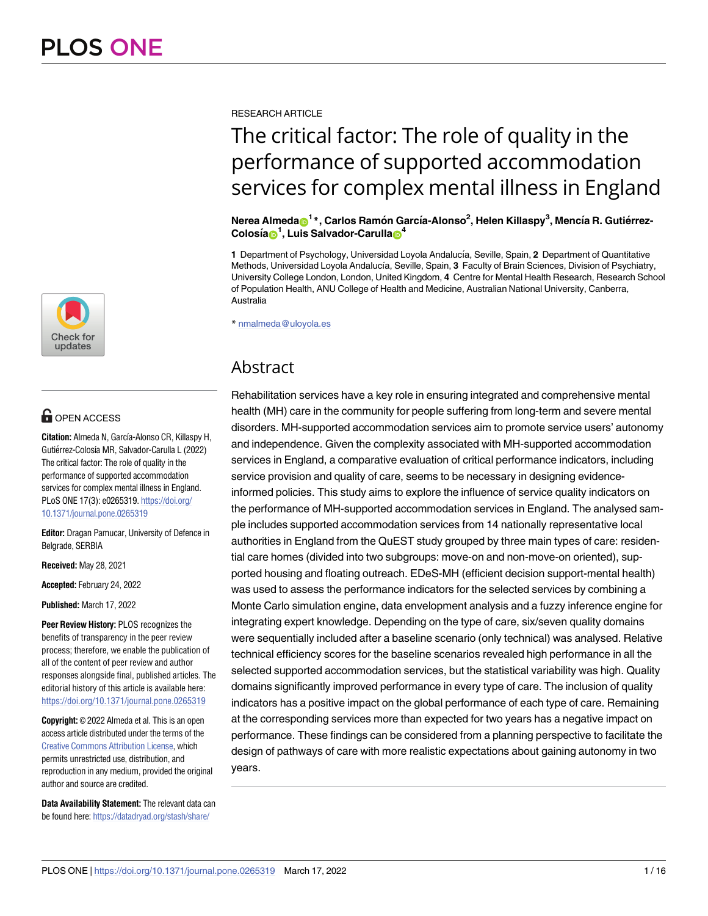RESEARCH ARTICLE

# The critical factor: The role of quality in the performance of supported accommodation services for complex mental illness in England

**Nerea Almeda[1]*, Carlos Ramón García-Alonso[2], Helen Killaspy[3], Mencía R. Gutiérrez-Colosía[1], Luis Salvador-Carulla[4]**

**1** Department of Psychology, Universidad Loyola Andalucía, Seville, Spain, **2** Department of Quantitative Methods, Universidad Loyola Andalucía, Seville, Spain, **3** Faculty of Brain Sciences, Division of Psychiatry, University College London, London, United Kingdom, **4** Centre for Mental Health Research, Research School of Population Health, ANU College of Health and Medicine, Australian National University, Canberra, Australia

* nmalmeda@uloyola.es

## Abstract

Rehabilitation services have a key role in ensuring integrated and comprehensive mental health (MH) care in the community for people suffering from long-term and severe mental disorders. MH-supported accommodation services aim to promote service users' autonomy and independence. Given the complexity associated with MH-supported accommodation services in England, a comparative evaluation of critical performance indicators, including service provision and quality of care, seems to be necessary in designing evidence-informed policies. This study aims to explore the influence of service quality indicators on the performance of MH-supported accommodation services in England. The analysed sample includes supported accommodation services from 14 nationally representative local authorities in England from the QuEST study grouped by three main types of care: residential care homes (divided into two subgroups: move-on and non-move-on oriented), supported housing and floating outreach. EDeS-MH (efficient decision support-mental health) was used to assess the performance indicators for the selected services by combining a Monte Carlo simulation engine, data envelopment analysis and a fuzzy inference engine for integrating expert knowledge. Depending on the type of care, six/seven quality domains were sequentially included after a baseline scenario (only technical) was analysed. Relative technical efficiency scores for the baseline scenarios revealed high performance in all the selected supported accommodation services, but the statistical variability was high. Quality domains significantly improved performance in every type of care. The inclusion of quality indicators has a positive impact on the global performance of each type of care. Remaining at the corresponding services more than expected for two years has a negative impact on performance. These findings can be considered from a planning perspective to facilitate the design of pathways of care with more realistic expectations about gaining autonomy in two years.

OPEN ACCESS

**Citation:** Almeda N, García-Alonso CR, Killaspy H, Gutiérrez-Colosía MR, Salvador-Carulla L (2022) The critical factor: The role of quality in the performance of supported accommodation services for complex mental illness in England. PLoS ONE 17(3): e0265319. https://doi.org/10.1371/journal.pone.0265319

**Editor:** Dragan Pamucar, University of Defence in Belgrade, SERBIA

**Received:** May 28, 2021

**Accepted:** February 24, 2022

**Published:** March 17, 2022

**Peer Review History:** PLOS recognizes the benefits of transparency in the peer review process; therefore, we enable the publication of all of the content of peer review and author responses alongside final, published articles. The editorial history of this article is available here: https://doi.org/10.1371/journal.pone.0265319

**Copyright:** © 2022 Almeda et al. This is an open access article distributed under the terms of the Creative Commons Attribution License, which permits unrestricted use, distribution, and reproduction in any medium, provided the original author and source are credited.

**Data Availability Statement:** The relevant data can be found here: https://datadryad.org/stash/share/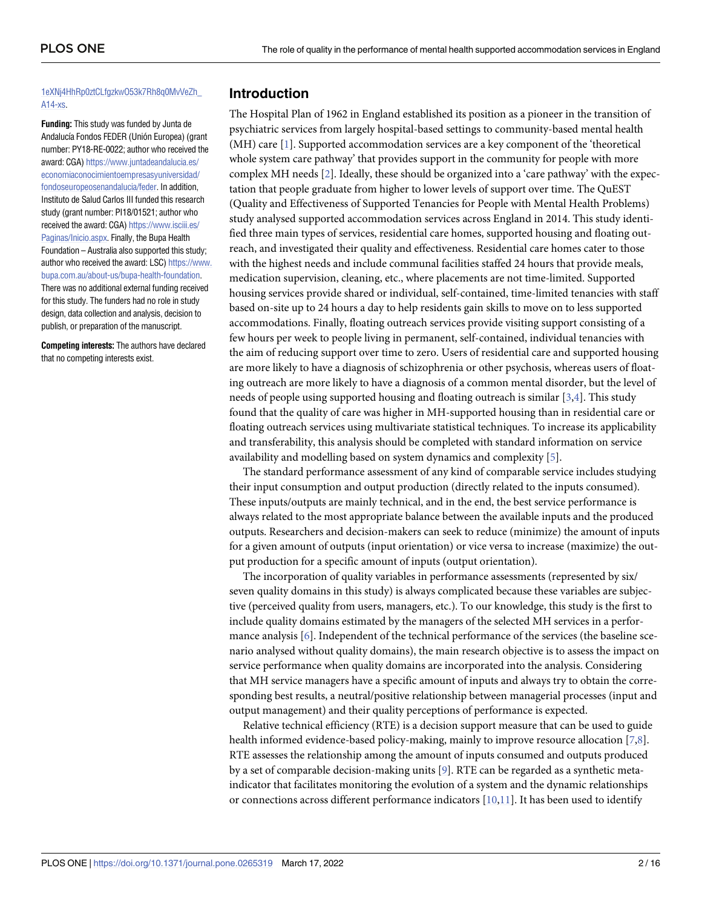1eXNj4HhRp0ztCLfgzkwO53k7Rh8q0MvVeZh_A14-xs.

**Funding:** This study was funded by Junta de Andalucía Fondos FEDER (Unión Europea) (grant number: PY18-RE-0022; author who received the award: CGA) https://www.juntadeandalucia.es/economiaconocimientoempresasyuniversidad/fondoseuropeosenandalucia/feder. In addition, Instituto de Salud Carlos III funded this research study (grant number: PI18/01521; author who received the award: CGA) https://www.isciii.es/Paginas/Inicio.aspx. Finally, the Bupa Health Foundation – Australia also supported this study; author who received the award: LSC) https://www.bupa.com.au/about-us/bupa-health-foundation. There was no additional external funding received for this study. The funders had no role in study design, data collection and analysis, decision to publish, or preparation of the manuscript.

**Competing interests:** The authors have declared that no competing interests exist.

## Introduction

The Hospital Plan of 1962 in England established its position as a pioneer in the transition of psychiatric services from largely hospital-based settings to community-based mental health (MH) care [1]. Supported accommodation services are a key component of the 'theoretical whole system care pathway' that provides support in the community for people with more complex MH needs [2]. Ideally, these should be organized into a 'care pathway' with the expectation that people graduate from higher to lower levels of support over time. The QuEST (Quality and Effectiveness of Supported Tenancies for People with Mental Health Problems) study analysed supported accommodation services across England in 2014. This study identified three main types of services, residential care homes, supported housing and floating outreach, and investigated their quality and effectiveness. Residential care homes cater to those with the highest needs and include communal facilities staffed 24 hours that provide meals, medication supervision, cleaning, etc., where placements are not time-limited. Supported housing services provide shared or individual, self-contained, time-limited tenancies with staff based on-site up to 24 hours a day to help residents gain skills to move on to less supported accommodations. Finally, floating outreach services provide visiting support consisting of a few hours per week to people living in permanent, self-contained, individual tenancies with the aim of reducing support over time to zero. Users of residential care and supported housing are more likely to have a diagnosis of schizophrenia or other psychosis, whereas users of floating outreach are more likely to have a diagnosis of a common mental disorder, but the level of needs of people using supported housing and floating outreach is similar [3,4]. This study found that the quality of care was higher in MH-supported housing than in residential care or floating outreach services using multivariate statistical techniques. To increase its applicability and transferability, this analysis should be completed with standard information on service availability and modelling based on system dynamics and complexity [5].

The standard performance assessment of any kind of comparable service includes studying their input consumption and output production (directly related to the inputs consumed). These inputs/outputs are mainly technical, and in the end, the best service performance is always related to the most appropriate balance between the available inputs and the produced outputs. Researchers and decision-makers can seek to reduce (minimize) the amount of inputs for a given amount of outputs (input orientation) or vice versa to increase (maximize) the output production for a specific amount of inputs (output orientation).

The incorporation of quality variables in performance assessments (represented by six/seven quality domains in this study) is always complicated because these variables are subjective (perceived quality from users, managers, etc.). To our knowledge, this study is the first to include quality domains estimated by the managers of the selected MH services in a performance analysis [6]. Independent of the technical performance of the services (the baseline scenario analysed without quality domains), the main research objective is to assess the impact on service performance when quality domains are incorporated into the analysis. Considering that MH service managers have a specific amount of inputs and always try to obtain the corresponding best results, a neutral/positive relationship between managerial processes (input and output management) and their quality perceptions of performance is expected.

Relative technical efficiency (RTE) is a decision support measure that can be used to guide health informed evidence-based policy-making, mainly to improve resource allocation [7,8]. RTE assesses the relationship among the amount of inputs consumed and outputs produced by a set of comparable decision-making units [9]. RTE can be regarded as a synthetic meta-indicator that facilitates monitoring the evolution of a system and the dynamic relationships or connections across different performance indicators [10,11]. It has been used to identify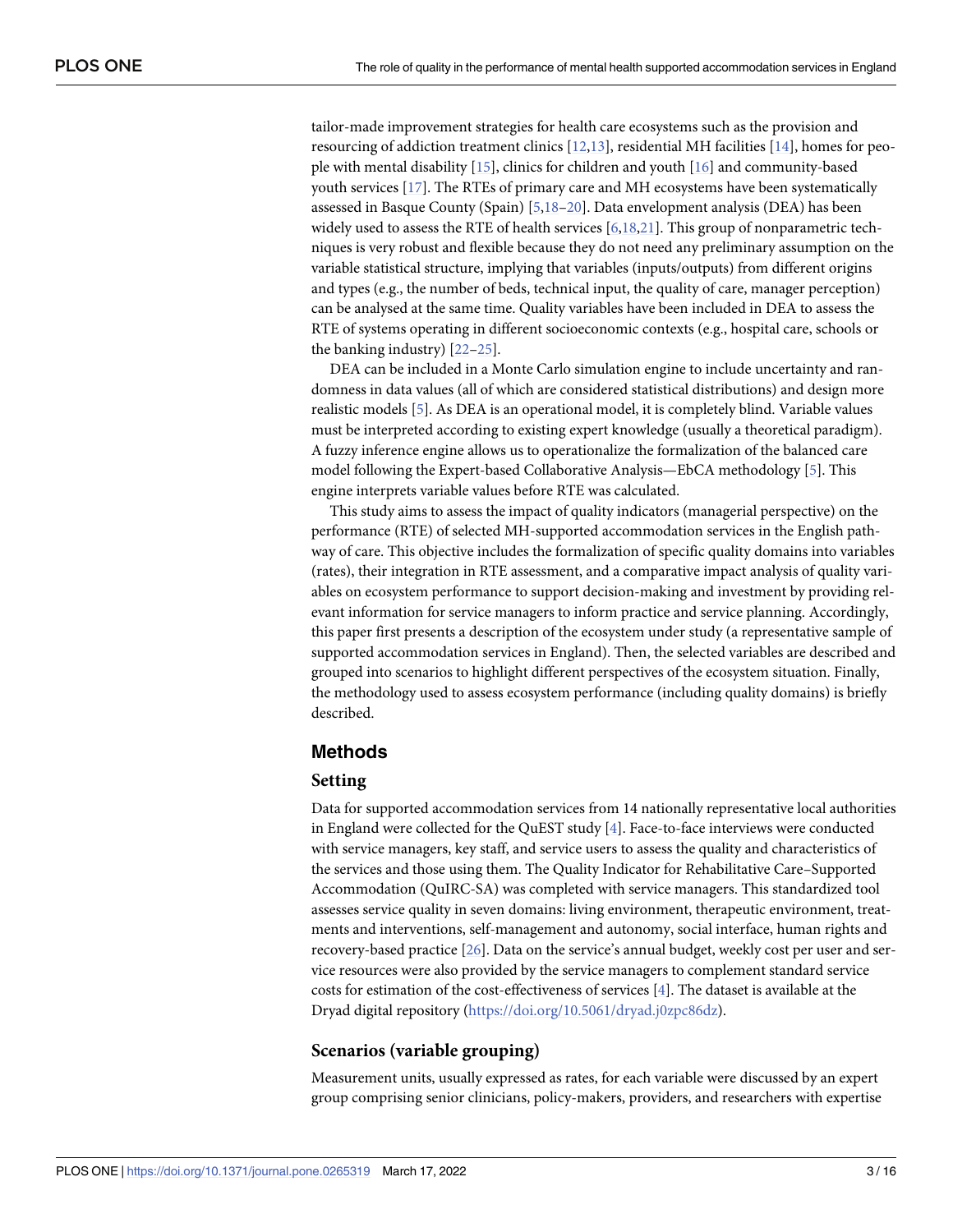tailor-made improvement strategies for health care ecosystems such as the provision and resourcing of addiction treatment clinics [12,13], residential MH facilities [14], homes for people with mental disability [15], clinics for children and youth [16] and community-based youth services [17]. The RTEs of primary care and MH ecosystems have been systematically assessed in Basque County (Spain) [5,18–20]. Data envelopment analysis (DEA) has been widely used to assess the RTE of health services [6,18,21]. This group of nonparametric techniques is very robust and flexible because they do not need any preliminary assumption on the variable statistical structure, implying that variables (inputs/outputs) from different origins and types (e.g., the number of beds, technical input, the quality of care, manager perception) can be analysed at the same time. Quality variables have been included in DEA to assess the RTE of systems operating in different socioeconomic contexts (e.g., hospital care, schools or the banking industry) [22–25].

DEA can be included in a Monte Carlo simulation engine to include uncertainty and randomness in data values (all of which are considered statistical distributions) and design more realistic models [5]. As DEA is an operational model, it is completely blind. Variable values must be interpreted according to existing expert knowledge (usually a theoretical paradigm). A fuzzy inference engine allows us to operationalize the formalization of the balanced care model following the Expert-based Collaborative Analysis—EbCA methodology [5]. This engine interprets variable values before RTE was calculated.

This study aims to assess the impact of quality indicators (managerial perspective) on the performance (RTE) of selected MH-supported accommodation services in the English pathway of care. This objective includes the formalization of specific quality domains into variables (rates), their integration in RTE assessment, and a comparative impact analysis of quality variables on ecosystem performance to support decision-making and investment by providing relevant information for service managers to inform practice and service planning. Accordingly, this paper first presents a description of the ecosystem under study (a representative sample of supported accommodation services in England). Then, the selected variables are described and grouped into scenarios to highlight different perspectives of the ecosystem situation. Finally, the methodology used to assess ecosystem performance (including quality domains) is briefly described.

## Methods

### Setting

Data for supported accommodation services from 14 nationally representative local authorities in England were collected for the QuEST study [4]. Face-to-face interviews were conducted with service managers, key staff, and service users to assess the quality and characteristics of the services and those using them. The Quality Indicator for Rehabilitative Care–Supported Accommodation (QuIRC-SA) was completed with service managers. This standardized tool assesses service quality in seven domains: living environment, therapeutic environment, treatments and interventions, self-management and autonomy, social interface, human rights and recovery-based practice [26]. Data on the service's annual budget, weekly cost per user and service resources were also provided by the service managers to complement standard service costs for estimation of the cost-effectiveness of services [4]. The dataset is available at the Dryad digital repository (https://doi.org/10.5061/dryad.j0zpc86dz).

### Scenarios (variable grouping)

Measurement units, usually expressed as rates, for each variable were discussed by an expert group comprising senior clinicians, policy-makers, providers, and researchers with expertise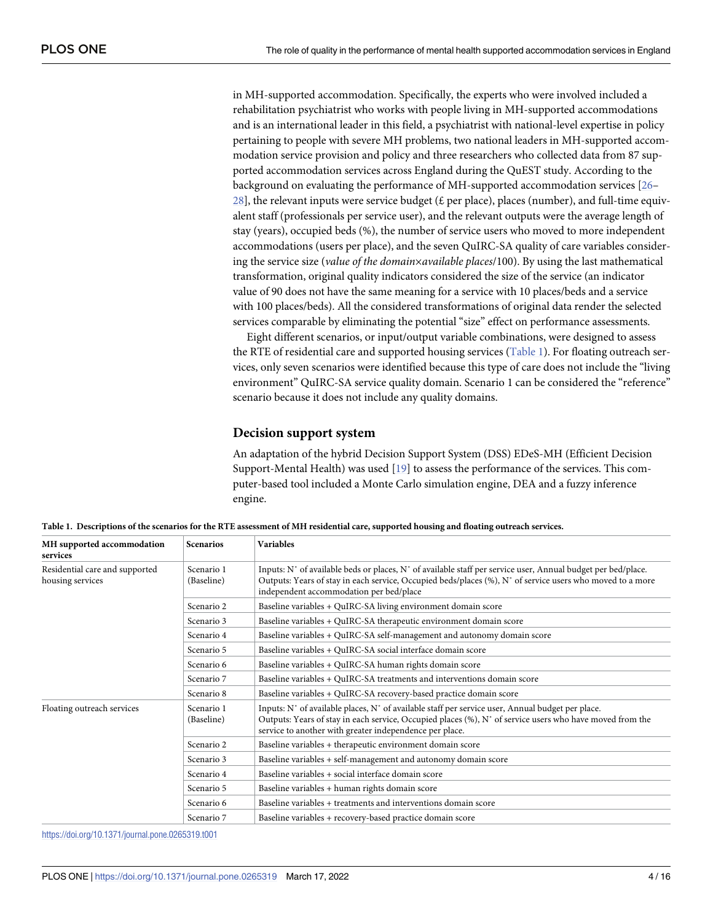in MH-supported accommodation. Specifically, the experts who were involved included a rehabilitation psychiatrist who works with people living in MH-supported accommodations and is an international leader in this field, a psychiatrist with national-level expertise in policy pertaining to people with severe MH problems, two national leaders in MH-supported accommodation service provision and policy and three researchers who collected data from 87 supported accommodation services across England during the QuEST study. According to the background on evaluating the performance of MH-supported accommodation services [26–28], the relevant inputs were service budget (£ per place), places (number), and full-time equivalent staff (professionals per service user), and the relevant outputs were the average length of stay (years), occupied beds (%), the number of service users who moved to more independent accommodations (users per place), and the seven QuIRC-SA quality of care variables considering the service size (*value of the domain*×*available places*/100). By using the last mathematical transformation, original quality indicators considered the size of the service (an indicator value of 90 does not have the same meaning for a service with 10 places/beds and a service with 100 places/beds). All the considered transformations of original data render the selected services comparable by eliminating the potential "size" effect on performance assessments.

Eight different scenarios, or input/output variable combinations, were designed to assess the RTE of residential care and supported housing services (Table 1). For floating outreach services, only seven scenarios were identified because this type of care does not include the "living environment" QuIRC-SA service quality domain. Scenario 1 can be considered the "reference" scenario because it does not include any quality domains.

## Decision support system

An adaptation of the hybrid Decision Support System (DSS) EDeS-MH (Efficient Decision Support-Mental Health) was used [19] to assess the performance of the services. This computer-based tool included a Monte Carlo simulation engine, DEA and a fuzzy inference engine.

**Table 1. Descriptions of the scenarios for the RTE assessment of MH residential care, supported housing and floating outreach services.**

| MH supported accommodation services | Scenarios | Variables |
|---|---|---|
| Residential care and supported housing services | Scenario 1 (Baseline) | Inputs: N° of available beds or places, N° of available staff per service user, Annual budget per bed/place. Outputs: Years of stay in each service, Occupied beds/places (%), N° of service users who moved to a more independent accommodation per bed/place |
| | Scenario 2 | Baseline variables + QuIRC-SA living environment domain score |
| | Scenario 3 | Baseline variables + QuIRC-SA therapeutic environment domain score |
| | Scenario 4 | Baseline variables + QuIRC-SA self-management and autonomy domain score |
| | Scenario 5 | Baseline variables + QuIRC-SA social interface domain score |
| | Scenario 6 | Baseline variables + QuIRC-SA human rights domain score |
| | Scenario 7 | Baseline variables + QuIRC-SA treatments and interventions domain score |
| | Scenario 8 | Baseline variables + QuIRC-SA recovery-based practice domain score |
| Floating outreach services | Scenario 1 (Baseline) | Inputs: N° of available places, N° of available staff per service user, Annual budget per place. Outputs: Years of stay in each service, Occupied places (%), N° of service users who have moved from the service to another with greater independence per place. |
| | Scenario 2 | Baseline variables + therapeutic environment domain score |
| | Scenario 3 | Baseline variables + self-management and autonomy domain score |
| | Scenario 4 | Baseline variables + social interface domain score |
| | Scenario 5 | Baseline variables + human rights domain score |
| | Scenario 6 | Baseline variables + treatments and interventions domain score |
| | Scenario 7 | Baseline variables + recovery-based practice domain score |

https://doi.org/10.1371/journal.pone.0265319.t001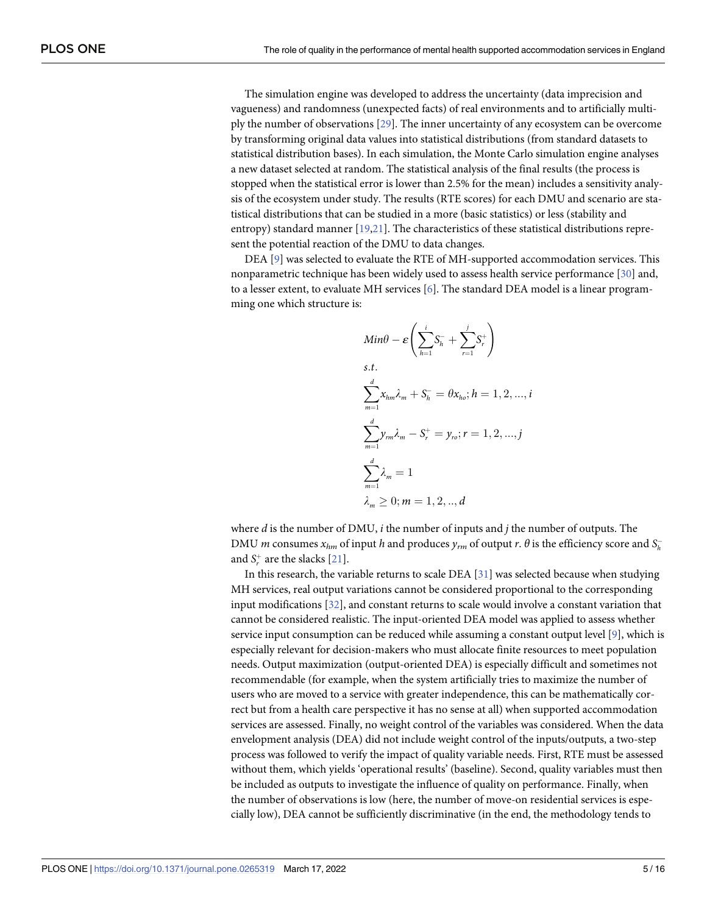The simulation engine was developed to address the uncertainty (data imprecision and vagueness) and randomness (unexpected facts) of real environments and to artificially multiply the number of observations [29]. The inner uncertainty of any ecosystem can be overcome by transforming original data values into statistical distributions (from standard datasets to statistical distribution bases). In each simulation, the Monte Carlo simulation engine analyses a new dataset selected at random. The statistical analysis of the final results (the process is stopped when the statistical error is lower than 2.5% for the mean) includes a sensitivity analysis of the ecosystem under study. The results (RTE scores) for each DMU and scenario are statistical distributions that can be studied in a more (basic statistics) or less (stability and entropy) standard manner [19,21]. The characteristics of these statistical distributions represent the potential reaction of the DMU to data changes.

DEA [9] was selected to evaluate the RTE of MH-supported accommodation services. This nonparametric technique has been widely used to assess health service performance [30] and, to a lesser extent, to evaluate MH services [6]. The standard DEA model is a linear programming one which structure is:

$$
\begin{aligned}
& Min\theta - \varepsilon\left(\sum_{h=1}^{i} S_h^- + \sum_{r=1}^{j} S_r^+\right) \\
& s.t. \\
& \sum_{m=1}^{d} x_{hm}\lambda_m + S_h^- = \theta x_{ho}; h = 1, 2, ..., i \\
& \sum_{m=1}^{d} y_{rm}\lambda_m - S_r^+ = y_{ro}; r = 1, 2, ..., j \\
& \sum_{m=1}^{d} \lambda_m = 1 \\
& \lambda_m \geq 0; m = 1, 2, .., d
\end{aligned}
$$

where $d$ is the number of DMU, $i$ the number of inputs and $j$ the number of outputs. The DMU $m$ consumes $x_{hm}$ of input $h$ and produces $y_{rm}$ of output $r$. $\theta$ is the efficiency score and $S_h^-$ and $S_r^+$ are the slacks [21].

In this research, the variable returns to scale DEA [31] was selected because when studying MH services, real output variations cannot be considered proportional to the corresponding input modifications [32], and constant returns to scale would involve a constant variation that cannot be considered realistic. The input-oriented DEA model was applied to assess whether service input consumption can be reduced while assuming a constant output level [9], which is especially relevant for decision-makers who must allocate finite resources to meet population needs. Output maximization (output-oriented DEA) is especially difficult and sometimes not recommendable (for example, when the system artificially tries to maximize the number of users who are moved to a service with greater independence, this can be mathematically correct but from a health care perspective it has no sense at all) when supported accommodation services are assessed. Finally, no weight control of the variables was considered. When the data envelopment analysis (DEA) did not include weight control of the inputs/outputs, a two-step process was followed to verify the impact of quality variable needs. First, RTE must be assessed without them, which yields 'operational results' (baseline). Second, quality variables must then be included as outputs to investigate the influence of quality on performance. Finally, when the number of observations is low (here, the number of move-on residential services is especially low), DEA cannot be sufficiently discriminative (in the end, the methodology tends to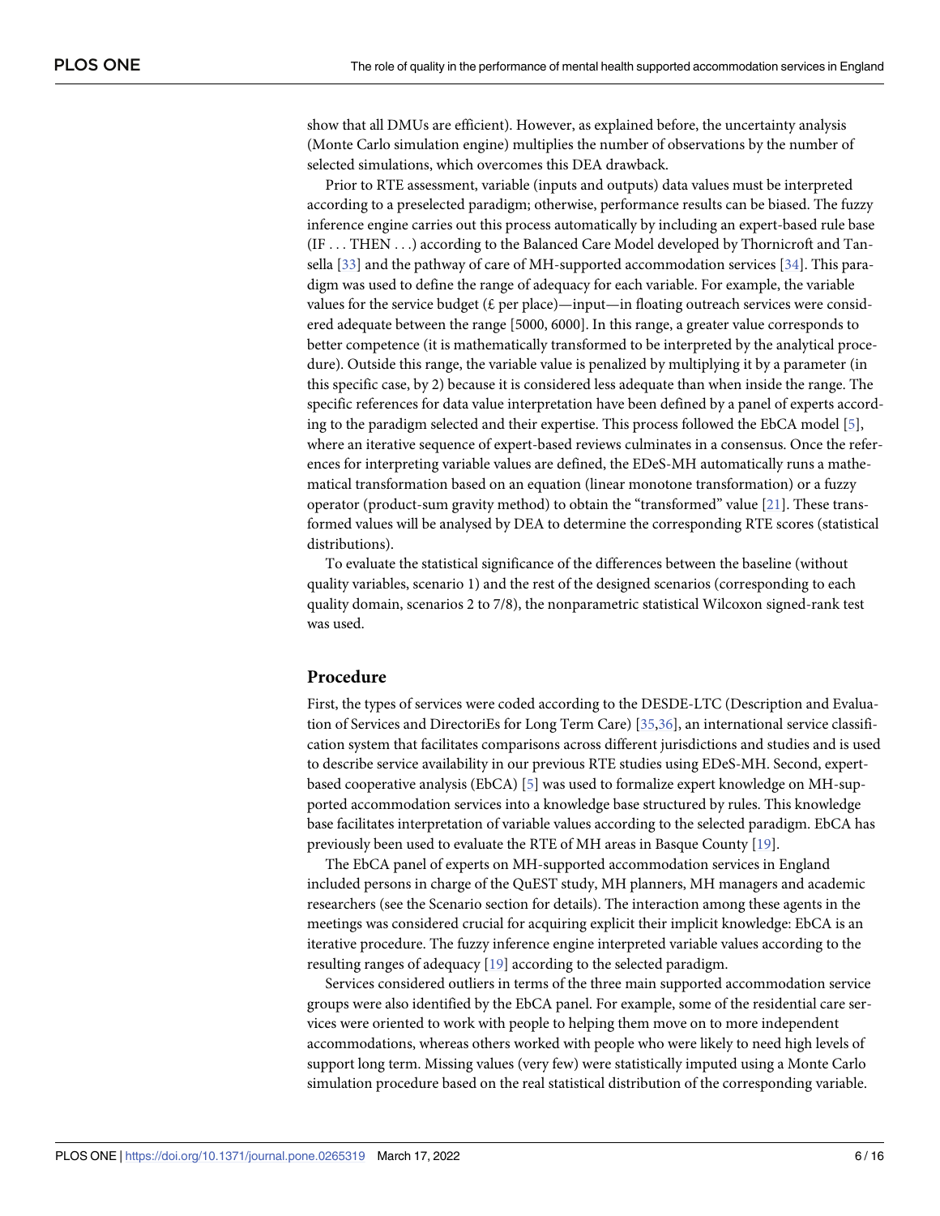show that all DMUs are efficient). However, as explained before, the uncertainty analysis (Monte Carlo simulation engine) multiplies the number of observations by the number of selected simulations, which overcomes this DEA drawback.

Prior to RTE assessment, variable (inputs and outputs) data values must be interpreted according to a preselected paradigm; otherwise, performance results can be biased. The fuzzy inference engine carries out this process automatically by including an expert-based rule base (IF . . . THEN . . .) according to the Balanced Care Model developed by Thornicroft and Tansella [33] and the pathway of care of MH-supported accommodation services [34]. This paradigm was used to define the range of adequacy for each variable. For example, the variable values for the service budget (£ per place)—input—in floating outreach services were considered adequate between the range [5000, 6000]. In this range, a greater value corresponds to better competence (it is mathematically transformed to be interpreted by the analytical procedure). Outside this range, the variable value is penalized by multiplying it by a parameter (in this specific case, by 2) because it is considered less adequate than when inside the range. The specific references for data value interpretation have been defined by a panel of experts according to the paradigm selected and their expertise. This process followed the EbCA model [5], where an iterative sequence of expert-based reviews culminates in a consensus. Once the references for interpreting variable values are defined, the EDeS-MH automatically runs a mathematical transformation based on an equation (linear monotone transformation) or a fuzzy operator (product-sum gravity method) to obtain the "transformed" value [21]. These transformed values will be analysed by DEA to determine the corresponding RTE scores (statistical distributions).

To evaluate the statistical significance of the differences between the baseline (without quality variables, scenario 1) and the rest of the designed scenarios (corresponding to each quality domain, scenarios 2 to 7/8), the nonparametric statistical Wilcoxon signed-rank test was used.

## Procedure

First, the types of services were coded according to the DESDE-LTC (Description and Evaluation of Services and DirectoriEs for Long Term Care) [35,36], an international service classification system that facilitates comparisons across different jurisdictions and studies and is used to describe service availability in our previous RTE studies using EDeS-MH. Second, expert-based cooperative analysis (EbCA) [5] was used to formalize expert knowledge on MH-supported accommodation services into a knowledge base structured by rules. This knowledge base facilitates interpretation of variable values according to the selected paradigm. EbCA has previously been used to evaluate the RTE of MH areas in Basque County [19].

The EbCA panel of experts on MH-supported accommodation services in England included persons in charge of the QuEST study, MH planners, MH managers and academic researchers (see the Scenario section for details). The interaction among these agents in the meetings was considered crucial for acquiring explicit their implicit knowledge: EbCA is an iterative procedure. The fuzzy inference engine interpreted variable values according to the resulting ranges of adequacy [19] according to the selected paradigm.

Services considered outliers in terms of the three main supported accommodation service groups were also identified by the EbCA panel. For example, some of the residential care services were oriented to work with people to helping them move on to more independent accommodations, whereas others worked with people who were likely to need high levels of support long term. Missing values (very few) were statistically imputed using a Monte Carlo simulation procedure based on the real statistical distribution of the corresponding variable.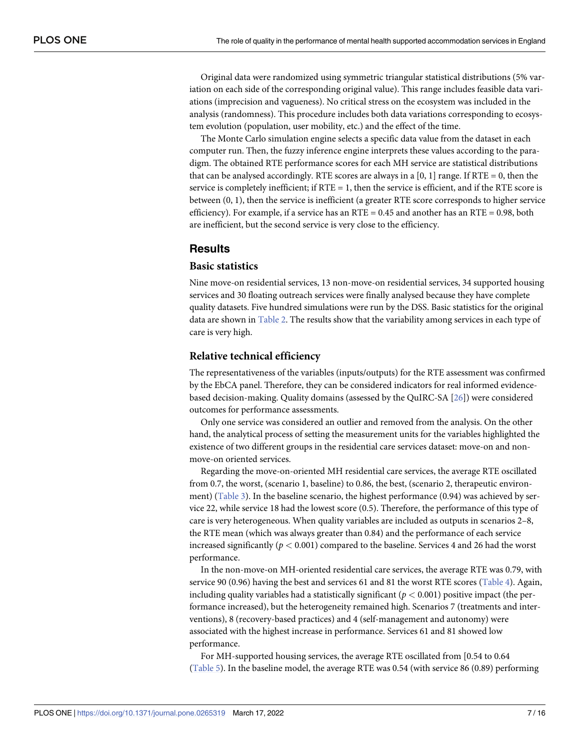Original data were randomized using symmetric triangular statistical distributions (5% variation on each side of the corresponding original value). This range includes feasible data variations (imprecision and vagueness). No critical stress on the ecosystem was included in the analysis (randomness). This procedure includes both data variations corresponding to ecosystem evolution (population, user mobility, etc.) and the effect of the time.

The Monte Carlo simulation engine selects a specific data value from the dataset in each computer run. Then, the fuzzy inference engine interprets these values according to the paradigm. The obtained RTE performance scores for each MH service are statistical distributions that can be analysed accordingly. RTE scores are always in a [0, 1] range. If RTE = 0, then the service is completely inefficient; if RTE = 1, then the service is efficient, and if the RTE score is between (0, 1), then the service is inefficient (a greater RTE score corresponds to higher service efficiency). For example, if a service has an RTE = 0.45 and another has an RTE = 0.98, both are inefficient, but the second service is very close to the efficiency.

## Results

### Basic statistics

Nine move-on residential services, 13 non-move-on residential services, 34 supported housing services and 30 floating outreach services were finally analysed because they have complete quality datasets. Five hundred simulations were run by the DSS. Basic statistics for the original data are shown in Table 2. The results show that the variability among services in each type of care is very high.

### Relative technical efficiency

The representativeness of the variables (inputs/outputs) for the RTE assessment was confirmed by the EbCA panel. Therefore, they can be considered indicators for real informed evidence-based decision-making. Quality domains (assessed by the QuIRC-SA [26]) were considered outcomes for performance assessments.

Only one service was considered an outlier and removed from the analysis. On the other hand, the analytical process of setting the measurement units for the variables highlighted the existence of two different groups in the residential care services dataset: move-on and non-move-on oriented services.

Regarding the move-on-oriented MH residential care services, the average RTE oscillated from 0.7, the worst, (scenario 1, baseline) to 0.86, the best, (scenario 2, therapeutic environment) (Table 3). In the baseline scenario, the highest performance (0.94) was achieved by service 22, while service 18 had the lowest score (0.5). Therefore, the performance of this type of care is very heterogeneous. When quality variables are included as outputs in scenarios 2–8, the RTE mean (which was always greater than 0.84) and the performance of each service increased significantly ($p < 0.001$) compared to the baseline. Services 4 and 26 had the worst performance.

In the non-move-on MH-oriented residential care services, the average RTE was 0.79, with service 90 (0.96) having the best and services 61 and 81 the worst RTE scores (Table 4). Again, including quality variables had a statistically significant ($p < 0.001$) positive impact (the performance increased), but the heterogeneity remained high. Scenarios 7 (treatments and interventions), 8 (recovery-based practices) and 4 (self-management and autonomy) were associated with the highest increase in performance. Services 61 and 81 showed low performance.

For MH-supported housing services, the average RTE oscillated from [0.54 to 0.64 (Table 5). In the baseline model, the average RTE was 0.54 (with service 86 (0.89) performing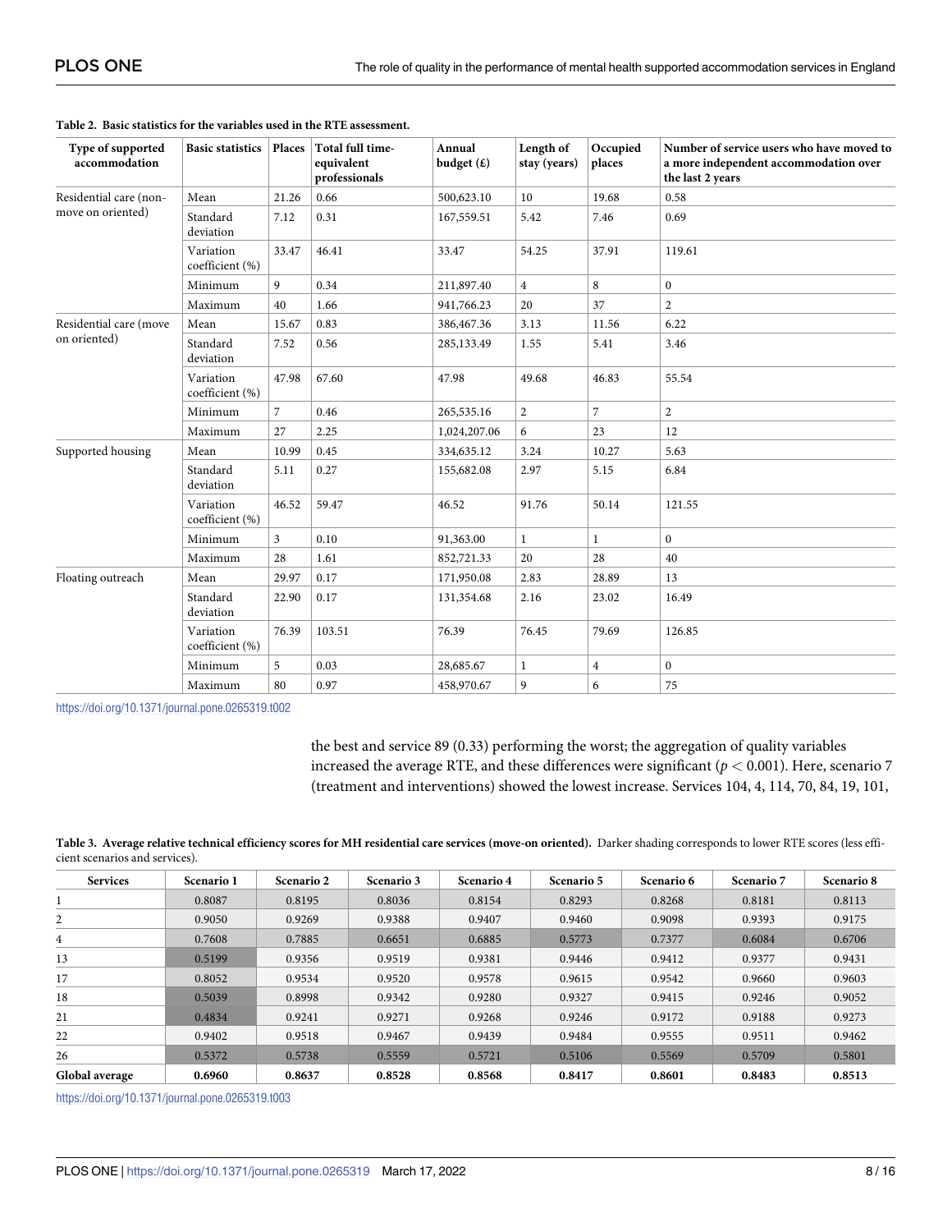**Table 2. Basic statistics for the variables used in the RTE assessment.**

| Type of supported accommodation | Basic statistics | Places | Total full time-equivalent professionals | Annual budget (£) | Length of stay (years) | Occupied places | Number of service users who have moved to a more independent accommodation over the last 2 years |
|---|---|---|---|---|---|---|---|
| Residential care (non-move on oriented) | Mean | 21.26 | 0.66 | 500,623.10 | 10 | 19.68 | 0.58 |
| | Standard deviation | 7.12 | 0.31 | 167,559.51 | 5.42 | 7.46 | 0.69 |
| | Variation coefficient (%) | 33.47 | 46.41 | 33.47 | 54.25 | 37.91 | 119.61 |
| | Minimum | 9 | 0.34 | 211,897.40 | 4 | 8 | 0 |
| | Maximum | 40 | 1.66 | 941,766.23 | 20 | 37 | 2 |
| Residential care (move on oriented) | Mean | 15.67 | 0.83 | 386,467.36 | 3.13 | 11.56 | 6.22 |
| | Standard deviation | 7.52 | 0.56 | 285,133.49 | 1.55 | 5.41 | 3.46 |
| | Variation coefficient (%) | 47.98 | 67.60 | 47.98 | 49.68 | 46.83 | 55.54 |
| | Minimum | 7 | 0.46 | 265,535.16 | 2 | 7 | 2 |
| | Maximum | 27 | 2.25 | 1,024,207.06 | 6 | 23 | 12 |
| Supported housing | Mean | 10.99 | 0.45 | 334,635.12 | 3.24 | 10.27 | 5.63 |
| | Standard deviation | 5.11 | 0.27 | 155,682.08 | 2.97 | 5.15 | 6.84 |
| | Variation coefficient (%) | 46.52 | 59.47 | 46.52 | 91.76 | 50.14 | 121.55 |
| | Minimum | 3 | 0.10 | 91,363.00 | 1 | 1 | 0 |
| | Maximum | 28 | 1.61 | 852,721.33 | 20 | 28 | 40 |
| Floating outreach | Mean | 29.97 | 0.17 | 171,950.08 | 2.83 | 28.89 | 13 |
| | Standard deviation | 22.90 | 0.17 | 131,354.68 | 2.16 | 23.02 | 16.49 |
| | Variation coefficient (%) | 76.39 | 103.51 | 76.39 | 76.45 | 79.69 | 126.85 |
| | Minimum | 5 | 0.03 | 28,685.67 | 1 | 4 | 0 |
| | Maximum | 80 | 0.97 | 458,970.67 | 9 | 6 | 75 |

https://doi.org/10.1371/journal.pone.0265319.t002

the best and service 89 (0.33) performing the worst; the aggregation of quality variables increased the average RTE, and these differences were significant ($p < 0.001$). Here, scenario 7 (treatment and interventions) showed the lowest increase. Services 104, 4, 114, 70, 84, 19, 101,

**Table 3. Average relative technical efficiency scores for MH residential care services (move-on oriented).** Darker shading corresponds to lower RTE scores (less efficient scenarios and services).

| Services | Scenario 1 | Scenario 2 | Scenario 3 | Scenario 4 | Scenario 5 | Scenario 6 | Scenario 7 | Scenario 8 |
|---|---|---|---|---|---|---|---|---|
| 1 | 0.8087 | 0.8195 | 0.8036 | 0.8154 | 0.8293 | 0.8268 | 0.8181 | 0.8113 |
| 2 | 0.9050 | 0.9269 | 0.9388 | 0.9407 | 0.9460 | 0.9098 | 0.9393 | 0.9175 |
| 4 | 0.7608 | 0.7885 | 0.6651 | 0.6885 | 0.5773 | 0.7377 | 0.6084 | 0.6706 |
| 13 | 0.5199 | 0.9356 | 0.9519 | 0.9381 | 0.9446 | 0.9412 | 0.9377 | 0.9431 |
| 17 | 0.8052 | 0.9534 | 0.9520 | 0.9578 | 0.9615 | 0.9542 | 0.9660 | 0.9603 |
| 18 | 0.5039 | 0.8998 | 0.9342 | 0.9280 | 0.9327 | 0.9415 | 0.9246 | 0.9052 |
| 21 | 0.4834 | 0.9241 | 0.9271 | 0.9268 | 0.9246 | 0.9172 | 0.9188 | 0.9273 |
| 22 | 0.9402 | 0.9518 | 0.9467 | 0.9439 | 0.9484 | 0.9555 | 0.9511 | 0.9462 |
| 26 | 0.5372 | 0.5738 | 0.5559 | 0.5721 | 0.5106 | 0.5569 | 0.5709 | 0.5801 |
| **Global average** | **0.6960** | **0.8637** | **0.8528** | **0.8568** | **0.8417** | **0.8601** | **0.8483** | **0.8513** |

https://doi.org/10.1371/journal.pone.0265319.t003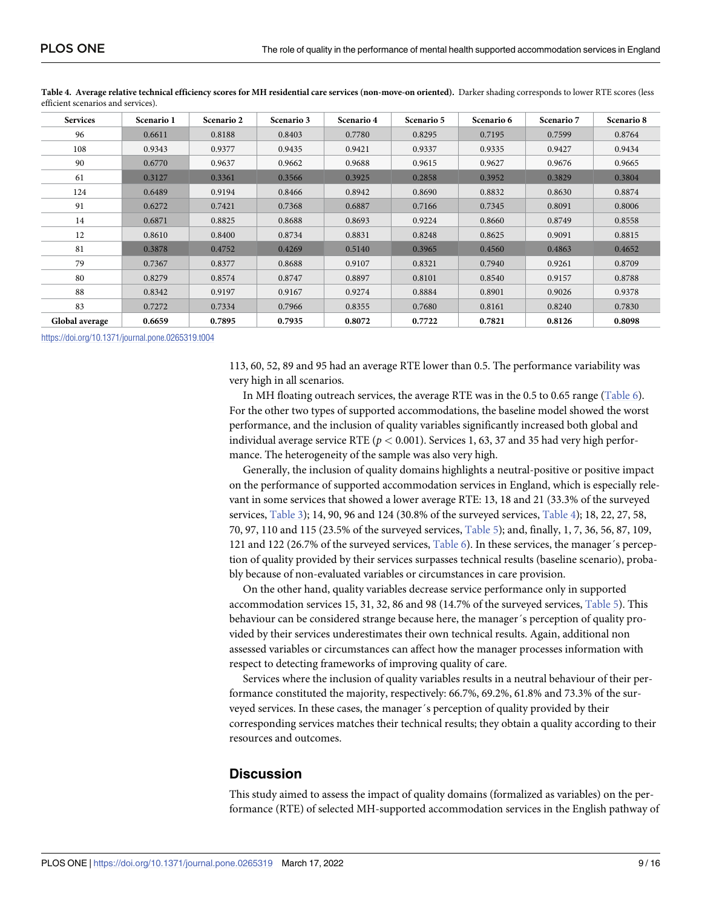**Table 4. Average relative technical efficiency scores for MH residential care services (non-move-on oriented).** Darker shading corresponds to lower RTE scores (less efficient scenarios and services).

| Services | Scenario 1 | Scenario 2 | Scenario 3 | Scenario 4 | Scenario 5 | Scenario 6 | Scenario 7 | Scenario 8 |
|---|---|---|---|---|---|---|---|---|
| 96 | 0.6611 | 0.8188 | 0.8403 | 0.7780 | 0.8295 | 0.7195 | 0.7599 | 0.8764 |
| 108 | 0.9343 | 0.9377 | 0.9435 | 0.9421 | 0.9337 | 0.9335 | 0.9427 | 0.9434 |
| 90 | 0.6770 | 0.9637 | 0.9662 | 0.9688 | 0.9615 | 0.9627 | 0.9676 | 0.9665 |
| 61 | 0.3127 | 0.3361 | 0.3566 | 0.3925 | 0.2858 | 0.3952 | 0.3829 | 0.3804 |
| 124 | 0.6489 | 0.9194 | 0.8466 | 0.8942 | 0.8690 | 0.8832 | 0.8630 | 0.8874 |
| 91 | 0.6272 | 0.7421 | 0.7368 | 0.6887 | 0.7166 | 0.7345 | 0.8091 | 0.8006 |
| 14 | 0.6871 | 0.8825 | 0.8688 | 0.8693 | 0.9224 | 0.8660 | 0.8749 | 0.8558 |
| 12 | 0.8610 | 0.8400 | 0.8734 | 0.8831 | 0.8248 | 0.8625 | 0.9091 | 0.8815 |
| 81 | 0.3878 | 0.4752 | 0.4269 | 0.5140 | 0.3965 | 0.4560 | 0.4863 | 0.4652 |
| 79 | 0.7367 | 0.8377 | 0.8688 | 0.9107 | 0.8321 | 0.7940 | 0.9261 | 0.8709 |
| 80 | 0.8279 | 0.8574 | 0.8747 | 0.8897 | 0.8101 | 0.8540 | 0.9157 | 0.8788 |
| 88 | 0.8342 | 0.9197 | 0.9167 | 0.9274 | 0.8884 | 0.8901 | 0.9026 | 0.9378 |
| 83 | 0.7272 | 0.7334 | 0.7966 | 0.8355 | 0.7680 | 0.8161 | 0.8240 | 0.7830 |
| **Global average** | **0.6659** | **0.7895** | **0.7935** | **0.8072** | **0.7722** | **0.7821** | **0.8126** | **0.8098** |

https://doi.org/10.1371/journal.pone.0265319.t004

113, 60, 52, 89 and 95 had an average RTE lower than 0.5. The performance variability was very high in all scenarios.

In MH floating outreach services, the average RTE was in the 0.5 to 0.65 range (Table 6). For the other two types of supported accommodations, the baseline model showed the worst performance, and the inclusion of quality variables significantly increased both global and individual average service RTE ($p < 0.001$). Services 1, 63, 37 and 35 had very high performance. The heterogeneity of the sample was also very high.

Generally, the inclusion of quality domains highlights a neutral-positive or positive impact on the performance of supported accommodation services in England, which is especially relevant in some services that showed a lower average RTE: 13, 18 and 21 (33.3% of the surveyed services, Table 3); 14, 90, 96 and 124 (30.8% of the surveyed services, Table 4); 18, 22, 27, 58, 70, 97, 110 and 115 (23.5% of the surveyed services, Table 5); and, finally, 1, 7, 36, 56, 87, 109, 121 and 122 (26.7% of the surveyed services, Table 6). In these services, the manager´s perception of quality provided by their services surpasses technical results (baseline scenario), probably because of non-evaluated variables or circumstances in care provision.

On the other hand, quality variables decrease service performance only in supported accommodation services 15, 31, 32, 86 and 98 (14.7% of the surveyed services, Table 5). This behaviour can be considered strange because here, the manager´s perception of quality provided by their services underestimates their own technical results. Again, additional non assessed variables or circumstances can affect how the manager processes information with respect to detecting frameworks of improving quality of care.

Services where the inclusion of quality variables results in a neutral behaviour of their performance constituted the majority, respectively: 66.7%, 69.2%, 61.8% and 73.3% of the surveyed services. In these cases, the manager´s perception of quality provided by their corresponding services matches their technical results; they obtain a quality according to their resources and outcomes.

## Discussion

This study aimed to assess the impact of quality domains (formalized as variables) on the performance (RTE) of selected MH-supported accommodation services in the English pathway of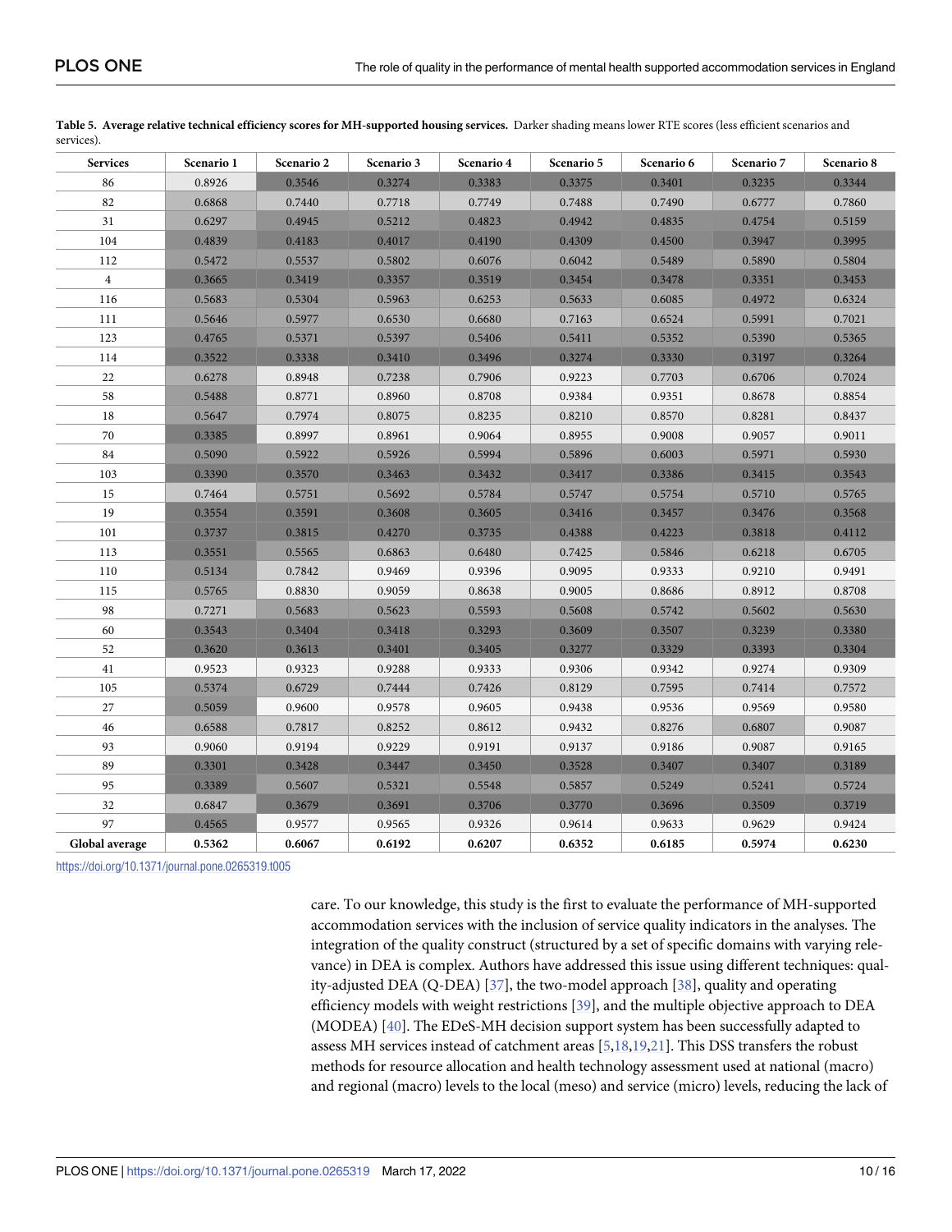**Table 5. Average relative technical efficiency scores for MH-supported housing services.** Darker shading means lower RTE scores (less efficient scenarios and services).

| Services | Scenario 1 | Scenario 2 | Scenario 3 | Scenario 4 | Scenario 5 | Scenario 6 | Scenario 7 | Scenario 8 |
|---|---|---|---|---|---|---|---|---|
| 86 | 0.8926 | 0.3546 | 0.3274 | 0.3383 | 0.3375 | 0.3401 | 0.3235 | 0.3344 |
| 82 | 0.6868 | 0.7440 | 0.7718 | 0.7749 | 0.7488 | 0.7490 | 0.6777 | 0.7860 |
| 31 | 0.6297 | 0.4945 | 0.5212 | 0.4823 | 0.4942 | 0.4835 | 0.4754 | 0.5159 |
| 104 | 0.4839 | 0.4183 | 0.4017 | 0.4190 | 0.4309 | 0.4500 | 0.3947 | 0.3995 |
| 112 | 0.5472 | 0.5537 | 0.5802 | 0.6076 | 0.6042 | 0.5489 | 0.5890 | 0.5804 |
| 4 | 0.3665 | 0.3419 | 0.3357 | 0.3519 | 0.3454 | 0.3478 | 0.3351 | 0.3453 |
| 116 | 0.5683 | 0.5304 | 0.5963 | 0.6253 | 0.5633 | 0.6085 | 0.4972 | 0.6324 |
| 111 | 0.5646 | 0.5977 | 0.6530 | 0.6680 | 0.7163 | 0.6524 | 0.5991 | 0.7021 |
| 123 | 0.4765 | 0.5371 | 0.5397 | 0.5406 | 0.5411 | 0.5352 | 0.5390 | 0.5365 |
| 114 | 0.3522 | 0.3338 | 0.3410 | 0.3496 | 0.3274 | 0.3330 | 0.3197 | 0.3264 |
| 22 | 0.6278 | 0.8948 | 0.7238 | 0.7906 | 0.9223 | 0.7703 | 0.6706 | 0.7024 |
| 58 | 0.5488 | 0.8771 | 0.8960 | 0.8708 | 0.9384 | 0.9351 | 0.8678 | 0.8854 |
| 18 | 0.5647 | 0.7974 | 0.8075 | 0.8235 | 0.8210 | 0.8570 | 0.8281 | 0.8437 |
| 70 | 0.3385 | 0.8997 | 0.8961 | 0.9064 | 0.8955 | 0.9008 | 0.9057 | 0.9011 |
| 84 | 0.5090 | 0.5922 | 0.5926 | 0.5994 | 0.5896 | 0.6003 | 0.5971 | 0.5930 |
| 103 | 0.3390 | 0.3570 | 0.3463 | 0.3432 | 0.3417 | 0.3386 | 0.3415 | 0.3543 |
| 15 | 0.7464 | 0.5751 | 0.5692 | 0.5784 | 0.5747 | 0.5754 | 0.5710 | 0.5765 |
| 19 | 0.3554 | 0.3591 | 0.3608 | 0.3605 | 0.3416 | 0.3457 | 0.3476 | 0.3568 |
| 101 | 0.3737 | 0.3815 | 0.4270 | 0.3735 | 0.4388 | 0.4223 | 0.3818 | 0.4112 |
| 113 | 0.3551 | 0.5565 | 0.6863 | 0.6480 | 0.7425 | 0.5846 | 0.6218 | 0.6705 |
| 110 | 0.5134 | 0.7842 | 0.9469 | 0.9396 | 0.9095 | 0.9333 | 0.9210 | 0.9491 |
| 115 | 0.5765 | 0.8830 | 0.9059 | 0.8638 | 0.9005 | 0.8686 | 0.8912 | 0.8708 |
| 98 | 0.7271 | 0.5683 | 0.5623 | 0.5593 | 0.5608 | 0.5742 | 0.5602 | 0.5630 |
| 60 | 0.3543 | 0.3404 | 0.3418 | 0.3293 | 0.3609 | 0.3507 | 0.3239 | 0.3380 |
| 52 | 0.3620 | 0.3613 | 0.3401 | 0.3405 | 0.3277 | 0.3329 | 0.3393 | 0.3304 |
| 41 | 0.9523 | 0.9323 | 0.9288 | 0.9333 | 0.9306 | 0.9342 | 0.9274 | 0.9309 |
| 105 | 0.5374 | 0.6729 | 0.7444 | 0.7426 | 0.8129 | 0.7595 | 0.7414 | 0.7572 |
| 27 | 0.5059 | 0.9600 | 0.9578 | 0.9605 | 0.9438 | 0.9536 | 0.9569 | 0.9580 |
| 46 | 0.6588 | 0.7817 | 0.8252 | 0.8612 | 0.9432 | 0.8276 | 0.6807 | 0.9087 |
| 93 | 0.9060 | 0.9194 | 0.9229 | 0.9191 | 0.9137 | 0.9186 | 0.9087 | 0.9165 |
| 89 | 0.3301 | 0.3428 | 0.3447 | 0.3450 | 0.3528 | 0.3407 | 0.3407 | 0.3189 |
| 95 | 0.3389 | 0.5607 | 0.5321 | 0.5548 | 0.5857 | 0.5249 | 0.5241 | 0.5724 |
| 32 | 0.6847 | 0.3679 | 0.3691 | 0.3706 | 0.3770 | 0.3696 | 0.3509 | 0.3719 |
| 97 | 0.4565 | 0.9577 | 0.9565 | 0.9326 | 0.9614 | 0.9633 | 0.9629 | 0.9424 |
| **Global average** | **0.5362** | **0.6067** | **0.6192** | **0.6207** | **0.6352** | **0.6185** | **0.5974** | **0.6230** |

https://doi.org/10.1371/journal.pone.0265319.t005

care. To our knowledge, this study is the first to evaluate the performance of MH-supported accommodation services with the inclusion of service quality indicators in the analyses. The integration of the quality construct (structured by a set of specific domains with varying relevance) in DEA is complex. Authors have addressed this issue using different techniques: quality-adjusted DEA (Q-DEA) [37], the two-model approach [38], quality and operating efficiency models with weight restrictions [39], and the multiple objective approach to DEA (MODEA) [40]. The EDeS-MH decision support system has been successfully adapted to assess MH services instead of catchment areas [5,18,19,21]. This DSS transfers the robust methods for resource allocation and health technology assessment used at national (macro) and regional (macro) levels to the local (meso) and service (micro) levels, reducing the lack of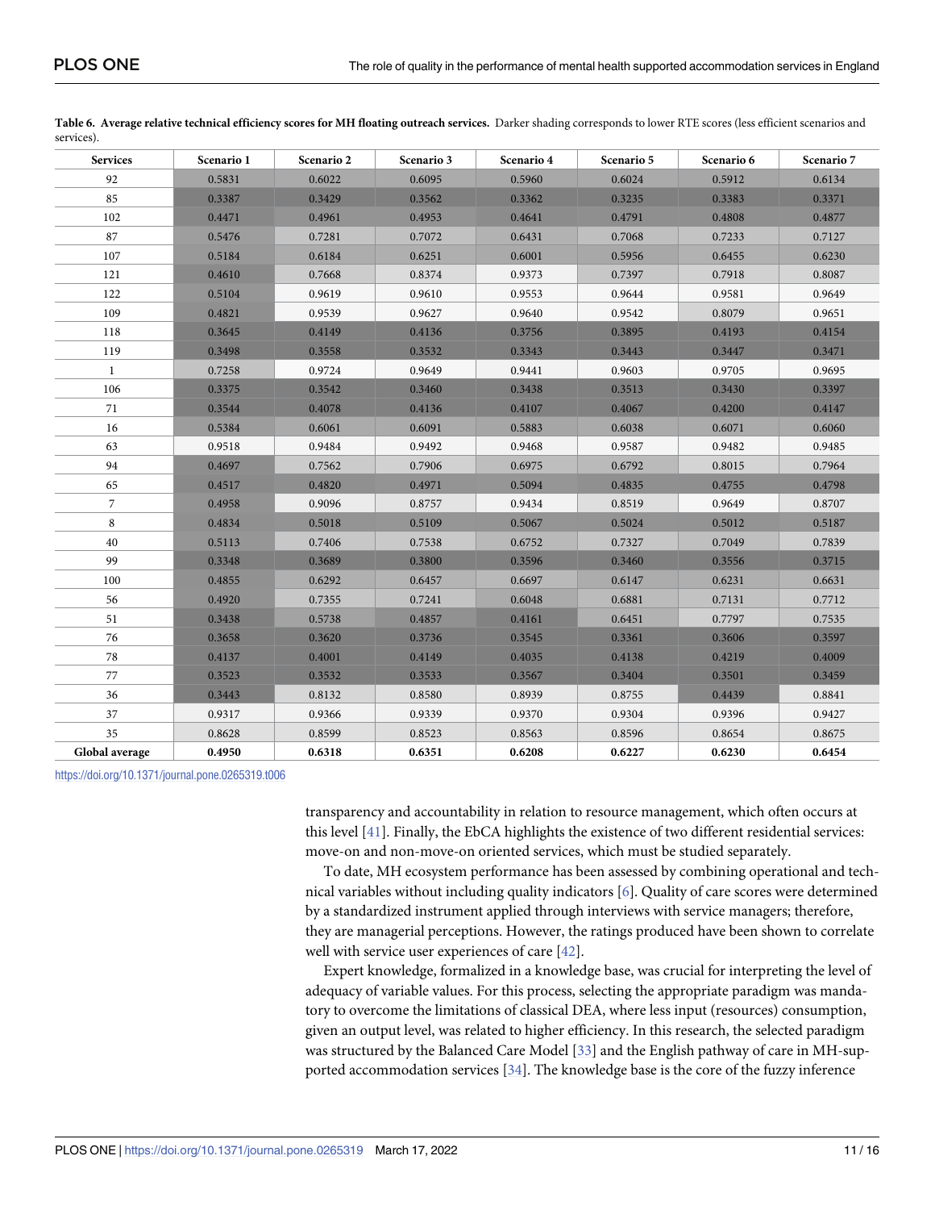**Table 6. Average relative technical efficiency scores for MH floating outreach services.** Darker shading corresponds to lower RTE scores (less efficient scenarios and services).

| Services | Scenario 1 | Scenario 2 | Scenario 3 | Scenario 4 | Scenario 5 | Scenario 6 | Scenario 7 |
|---|---|---|---|---|---|---|---|
| 92 | 0.5831 | 0.6022 | 0.6095 | 0.5960 | 0.6024 | 0.5912 | 0.6134 |
| 85 | 0.3387 | 0.3429 | 0.3562 | 0.3362 | 0.3235 | 0.3383 | 0.3371 |
| 102 | 0.4471 | 0.4961 | 0.4953 | 0.4641 | 0.4791 | 0.4808 | 0.4877 |
| 87 | 0.5476 | 0.7281 | 0.7072 | 0.6431 | 0.7068 | 0.7233 | 0.7127 |
| 107 | 0.5184 | 0.6184 | 0.6251 | 0.6001 | 0.5956 | 0.6455 | 0.6230 |
| 121 | 0.4610 | 0.7668 | 0.8374 | 0.9373 | 0.7397 | 0.7918 | 0.8087 |
| 122 | 0.5104 | 0.9619 | 0.9610 | 0.9553 | 0.9644 | 0.9581 | 0.9649 |
| 109 | 0.4821 | 0.9539 | 0.9627 | 0.9640 | 0.9542 | 0.8079 | 0.9651 |
| 118 | 0.3645 | 0.4149 | 0.4136 | 0.3756 | 0.3895 | 0.4193 | 0.4154 |
| 119 | 0.3498 | 0.3558 | 0.3532 | 0.3343 | 0.3443 | 0.3447 | 0.3471 |
| 1 | 0.7258 | 0.9724 | 0.9649 | 0.9441 | 0.9603 | 0.9705 | 0.9695 |
| 106 | 0.3375 | 0.3542 | 0.3460 | 0.3438 | 0.3513 | 0.3430 | 0.3397 |
| 71 | 0.3544 | 0.4078 | 0.4136 | 0.4107 | 0.4067 | 0.4200 | 0.4147 |
| 16 | 0.5384 | 0.6061 | 0.6091 | 0.5883 | 0.6038 | 0.6071 | 0.6060 |
| 63 | 0.9518 | 0.9484 | 0.9492 | 0.9468 | 0.9587 | 0.9482 | 0.9485 |
| 94 | 0.4697 | 0.7562 | 0.7906 | 0.6975 | 0.6792 | 0.8015 | 0.7964 |
| 65 | 0.4517 | 0.4820 | 0.4971 | 0.5094 | 0.4835 | 0.4755 | 0.4798 |
| 7 | 0.4958 | 0.9096 | 0.8757 | 0.9434 | 0.8519 | 0.9649 | 0.8707 |
| 8 | 0.4834 | 0.5018 | 0.5109 | 0.5067 | 0.5024 | 0.5012 | 0.5187 |
| 40 | 0.5113 | 0.7406 | 0.7538 | 0.6752 | 0.7327 | 0.7049 | 0.7839 |
| 99 | 0.3348 | 0.3689 | 0.3800 | 0.3596 | 0.3460 | 0.3556 | 0.3715 |
| 100 | 0.4855 | 0.6292 | 0.6457 | 0.6697 | 0.6147 | 0.6231 | 0.6631 |
| 56 | 0.4920 | 0.7355 | 0.7241 | 0.6048 | 0.6881 | 0.7131 | 0.7712 |
| 51 | 0.3438 | 0.5738 | 0.4857 | 0.4161 | 0.6451 | 0.7797 | 0.7535 |
| 76 | 0.3658 | 0.3620 | 0.3736 | 0.3545 | 0.3361 | 0.3606 | 0.3597 |
| 78 | 0.4137 | 0.4001 | 0.4149 | 0.4035 | 0.4138 | 0.4219 | 0.4009 |
| 77 | 0.3523 | 0.3532 | 0.3533 | 0.3567 | 0.3404 | 0.3501 | 0.3459 |
| 36 | 0.3443 | 0.8132 | 0.8580 | 0.8939 | 0.8755 | 0.4439 | 0.8841 |
| 37 | 0.9317 | 0.9366 | 0.9339 | 0.9370 | 0.9304 | 0.9396 | 0.9427 |
| 35 | 0.8628 | 0.8599 | 0.8523 | 0.8563 | 0.8596 | 0.8654 | 0.8675 |
| **Global average** | **0.4950** | **0.6318** | **0.6351** | **0.6208** | **0.6227** | **0.6230** | **0.6454** |

https://doi.org/10.1371/journal.pone.0265319.t006

transparency and accountability in relation to resource management, which often occurs at this level [41]. Finally, the EbCA highlights the existence of two different residential services: move-on and non-move-on oriented services, which must be studied separately.

To date, MH ecosystem performance has been assessed by combining operational and technical variables without including quality indicators [6]. Quality of care scores were determined by a standardized instrument applied through interviews with service managers; therefore, they are managerial perceptions. However, the ratings produced have been shown to correlate well with service user experiences of care [42].

Expert knowledge, formalized in a knowledge base, was crucial for interpreting the level of adequacy of variable values. For this process, selecting the appropriate paradigm was mandatory to overcome the limitations of classical DEA, where less input (resources) consumption, given an output level, was related to higher efficiency. In this research, the selected paradigm was structured by the Balanced Care Model [33] and the English pathway of care in MH-supported accommodation services [34]. The knowledge base is the core of the fuzzy inference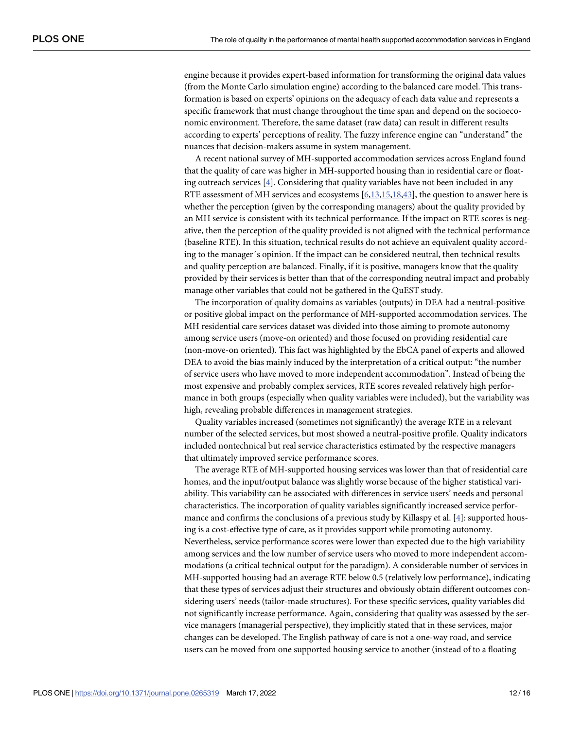engine because it provides expert-based information for transforming the original data values (from the Monte Carlo simulation engine) according to the balanced care model. This transformation is based on experts' opinions on the adequacy of each data value and represents a specific framework that must change throughout the time span and depend on the socioeconomic environment. Therefore, the same dataset (raw data) can result in different results according to experts' perceptions of reality. The fuzzy inference engine can "understand" the nuances that decision-makers assume in system management.

A recent national survey of MH-supported accommodation services across England found that the quality of care was higher in MH-supported housing than in residential care or floating outreach services [4]. Considering that quality variables have not been included in any RTE assessment of MH services and ecosystems [6,13,15,18,43], the question to answer here is whether the perception (given by the corresponding managers) about the quality provided by an MH service is consistent with its technical performance. If the impact on RTE scores is negative, then the perception of the quality provided is not aligned with the technical performance (baseline RTE). In this situation, technical results do not achieve an equivalent quality according to the manager´s opinion. If the impact can be considered neutral, then technical results and quality perception are balanced. Finally, if it is positive, managers know that the quality provided by their services is better than that of the corresponding neutral impact and probably manage other variables that could not be gathered in the QuEST study.

The incorporation of quality domains as variables (outputs) in DEA had a neutral-positive or positive global impact on the performance of MH-supported accommodation services. The MH residential care services dataset was divided into those aiming to promote autonomy among service users (move-on oriented) and those focused on providing residential care (non-move-on oriented). This fact was highlighted by the EbCA panel of experts and allowed DEA to avoid the bias mainly induced by the interpretation of a critical output: "the number of service users who have moved to more independent accommodation". Instead of being the most expensive and probably complex services, RTE scores revealed relatively high performance in both groups (especially when quality variables were included), but the variability was high, revealing probable differences in management strategies.

Quality variables increased (sometimes not significantly) the average RTE in a relevant number of the selected services, but most showed a neutral-positive profile. Quality indicators included nontechnical but real service characteristics estimated by the respective managers that ultimately improved service performance scores.

The average RTE of MH-supported housing services was lower than that of residential care homes, and the input/output balance was slightly worse because of the higher statistical variability. This variability can be associated with differences in service users' needs and personal characteristics. The incorporation of quality variables significantly increased service performance and confirms the conclusions of a previous study by Killaspy et al. [4]: supported housing is a cost-effective type of care, as it provides support while promoting autonomy. Nevertheless, service performance scores were lower than expected due to the high variability among services and the low number of service users who moved to more independent accommodations (a critical technical output for the paradigm). A considerable number of services in MH-supported housing had an average RTE below 0.5 (relatively low performance), indicating that these types of services adjust their structures and obviously obtain different outcomes considering users' needs (tailor-made structures). For these specific services, quality variables did not significantly increase performance. Again, considering that quality was assessed by the service managers (managerial perspective), they implicitly stated that in these services, major changes can be developed. The English pathway of care is not a one-way road, and service users can be moved from one supported housing service to another (instead of to a floating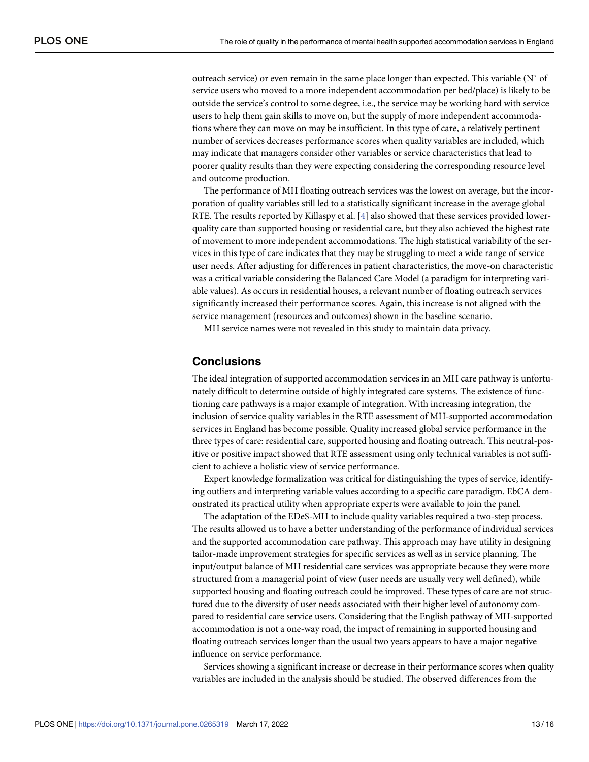outreach service) or even remain in the same place longer than expected. This variable (N° of service users who moved to a more independent accommodation per bed/place) is likely to be outside the service's control to some degree, i.e., the service may be working hard with service users to help them gain skills to move on, but the supply of more independent accommodations where they can move on may be insufficient. In this type of care, a relatively pertinent number of services decreases performance scores when quality variables are included, which may indicate that managers consider other variables or service characteristics that lead to poorer quality results than they were expecting considering the corresponding resource level and outcome production.

The performance of MH floating outreach services was the lowest on average, but the incorporation of quality variables still led to a statistically significant increase in the average global RTE. The results reported by Killaspy et al. [4] also showed that these services provided lower-quality care than supported housing or residential care, but they also achieved the highest rate of movement to more independent accommodations. The high statistical variability of the services in this type of care indicates that they may be struggling to meet a wide range of service user needs. After adjusting for differences in patient characteristics, the move-on characteristic was a critical variable considering the Balanced Care Model (a paradigm for interpreting variable values). As occurs in residential houses, a relevant number of floating outreach services significantly increased their performance scores. Again, this increase is not aligned with the service management (resources and outcomes) shown in the baseline scenario.

MH service names were not revealed in this study to maintain data privacy.

## Conclusions

The ideal integration of supported accommodation services in an MH care pathway is unfortunately difficult to determine outside of highly integrated care systems. The existence of functioning care pathways is a major example of integration. With increasing integration, the inclusion of service quality variables in the RTE assessment of MH-supported accommodation services in England has become possible. Quality increased global service performance in the three types of care: residential care, supported housing and floating outreach. This neutral-positive or positive impact showed that RTE assessment using only technical variables is not sufficient to achieve a holistic view of service performance.

Expert knowledge formalization was critical for distinguishing the types of service, identifying outliers and interpreting variable values according to a specific care paradigm. EbCA demonstrated its practical utility when appropriate experts were available to join the panel.

The adaptation of the EDeS-MH to include quality variables required a two-step process. The results allowed us to have a better understanding of the performance of individual services and the supported accommodation care pathway. This approach may have utility in designing tailor-made improvement strategies for specific services as well as in service planning. The input/output balance of MH residential care services was appropriate because they were more structured from a managerial point of view (user needs are usually very well defined), while supported housing and floating outreach could be improved. These types of care are not structured due to the diversity of user needs associated with their higher level of autonomy compared to residential care service users. Considering that the English pathway of MH-supported accommodation is not a one-way road, the impact of remaining in supported housing and floating outreach services longer than the usual two years appears to have a major negative influence on service performance.

Services showing a significant increase or decrease in their performance scores when quality variables are included in the analysis should be studied. The observed differences from the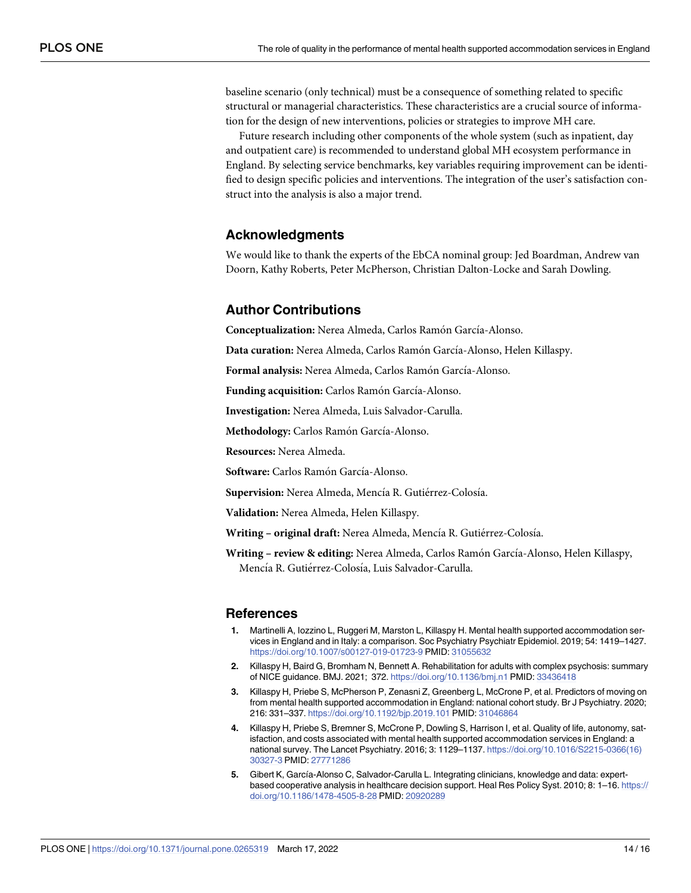baseline scenario (only technical) must be a consequence of something related to specific structural or managerial characteristics. These characteristics are a crucial source of information for the design of new interventions, policies or strategies to improve MH care.

Future research including other components of the whole system (such as inpatient, day and outpatient care) is recommended to understand global MH ecosystem performance in England. By selecting service benchmarks, key variables requiring improvement can be identified to design specific policies and interventions. The integration of the user's satisfaction construct into the analysis is also a major trend.

## Acknowledgments

We would like to thank the experts of the EbCA nominal group: Jed Boardman, Andrew van Doorn, Kathy Roberts, Peter McPherson, Christian Dalton-Locke and Sarah Dowling.

## Author Contributions

**Conceptualization:** Nerea Almeda, Carlos Ramón García-Alonso.

**Data curation:** Nerea Almeda, Carlos Ramón García-Alonso, Helen Killaspy.

**Formal analysis:** Nerea Almeda, Carlos Ramón García-Alonso.

**Funding acquisition:** Carlos Ramón García-Alonso.

**Investigation:** Nerea Almeda, Luis Salvador-Carulla.

**Methodology:** Carlos Ramón García-Alonso.

**Resources:** Nerea Almeda.

**Software:** Carlos Ramón García-Alonso.

**Supervision:** Nerea Almeda, Mencía R. Gutiérrez-Colosía.

**Validation:** Nerea Almeda, Helen Killaspy.

**Writing – original draft:** Nerea Almeda, Mencía R. Gutiérrez-Colosía.

**Writing – review & editing:** Nerea Almeda, Carlos Ramón García-Alonso, Helen Killaspy, Mencía R. Gutiérrez-Colosía, Luis Salvador-Carulla.

## References

1. Martinelli A, Iozzino L, Ruggeri M, Marston L, Killaspy H. Mental health supported accommodation services in England and in Italy: a comparison. Soc Psychiatry Psychiatr Epidemiol. 2019; 54: 1419–1427. https://doi.org/10.1007/s00127-019-01723-9 PMID: 31055632
2. Killaspy H, Baird G, Bromham N, Bennett A. Rehabilitation for adults with complex psychosis: summary of NICE guidance. BMJ. 2021; 372. https://doi.org/10.1136/bmj.n1 PMID: 33436418
3. Killaspy H, Priebe S, McPherson P, Zenasni Z, Greenberg L, McCrone P, et al. Predictors of moving on from mental health supported accommodation in England: national cohort study. Br J Psychiatry. 2020; 216: 331–337. https://doi.org/10.1192/bjp.2019.101 PMID: 31046864
4. Killaspy H, Priebe S, Bremner S, McCrone P, Dowling S, Harrison I, et al. Quality of life, autonomy, satisfaction, and costs associated with mental health supported accommodation services in England: a national survey. The Lancet Psychiatry. 2016; 3: 1129–1137. https://doi.org/10.1016/S2215-0366(16)30327-3 PMID: 27771286
5. Gibert K, García-Alonso C, Salvador-Carulla L. Integrating clinicians, knowledge and data: expert-based cooperative analysis in healthcare decision support. Heal Res Policy Syst. 2010; 8: 1–16. https://doi.org/10.1186/1478-4505-8-28 PMID: 20920289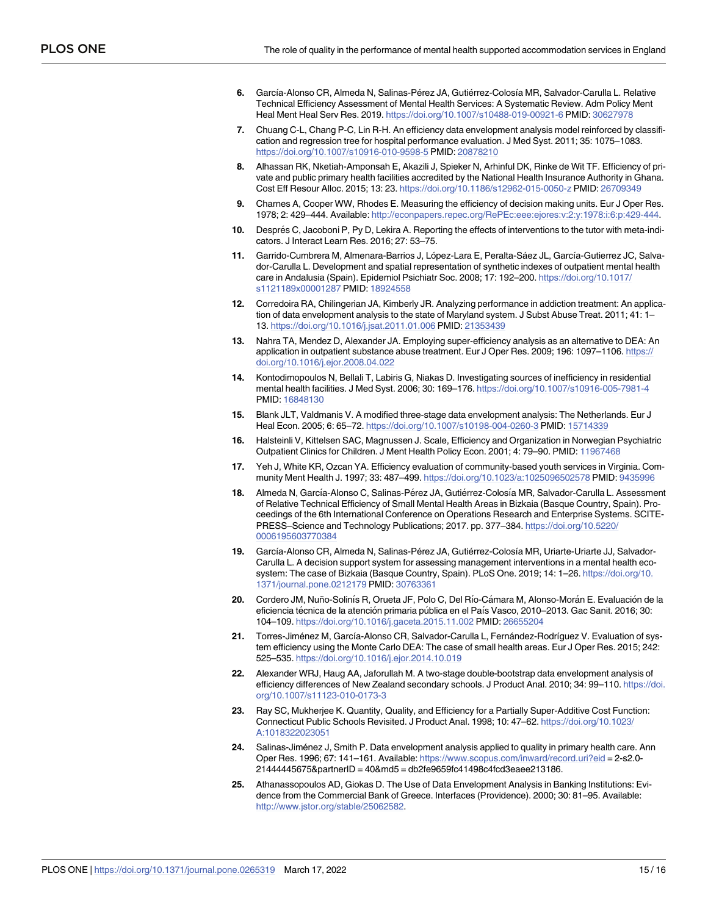6. García-Alonso CR, Almeda N, Salinas-Pérez JA, Gutiérrez-Colosía MR, Salvador-Carulla L. Relative Technical Efficiency Assessment of Mental Health Services: A Systematic Review. Adm Policy Ment Heal Ment Heal Serv Res. 2019. https://doi.org/10.1007/s10488-019-00921-6 PMID: 30627978

7. Chuang C-L, Chang P-C, Lin R-H. An efficiency data envelopment analysis model reinforced by classification and regression tree for hospital performance evaluation. J Med Syst. 2011; 35: 1075–1083. https://doi.org/10.1007/s10916-010-9598-5 PMID: 20878210

8. Alhassan RK, Nketiah-Amponsah E, Akazili J, Spieker N, Arhinful DK, Rinke de Wit TF. Efficiency of private and public primary health facilities accredited by the National Health Insurance Authority in Ghana. Cost Eff Resour Alloc. 2015; 13: 23. https://doi.org/10.1186/s12962-015-0050-z PMID: 26709349

9. Charnes A, Cooper WW, Rhodes E. Measuring the efficiency of decision making units. Eur J Oper Res. 1978; 2: 429–444. Available: http://econpapers.repec.org/RePEc:eee:ejores:v:2:y:1978:i:6:p:429-444.

10. Després C, Jacoboni P, Py D, Lekira A. Reporting the effects of interventions to the tutor with meta-indicators. J Interact Learn Res. 2016; 27: 53–75.

11. Garrido-Cumbrera M, Almenara-Barrios J, López-Lara E, Peralta-Sáez JL, García-Gutierrez JC, Salvador-Carulla L. Development and spatial representation of synthetic indexes of outpatient mental health care in Andalusia (Spain). Epidemiol Psichiatr Soc. 2008; 17: 192–200. https://doi.org/10.1017/s1121189x00001287 PMID: 18924558

12. Corredoira RA, Chilingerian JA, Kimberly JR. Analyzing performance in addiction treatment: An application of data envelopment analysis to the state of Maryland system. J Subst Abuse Treat. 2011; 41: 1–13. https://doi.org/10.1016/j.jsat.2011.01.006 PMID: 21353439

13. Nahra TA, Mendez D, Alexander JA. Employing super-efficiency analysis as an alternative to DEA: An application in outpatient substance abuse treatment. Eur J Oper Res. 2009; 196: 1097–1106. https://doi.org/10.1016/j.ejor.2008.04.022

14. Kontodimopoulos N, Bellali T, Labiris G, Niakas D. Investigating sources of inefficiency in residential mental health facilities. J Med Syst. 2006; 30: 169–176. https://doi.org/10.1007/s10916-005-7981-4 PMID: 16848130

15. Blank JLT, Valdmanis V. A modified three-stage data envelopment analysis: The Netherlands. Eur J Heal Econ. 2005; 6: 65–72. https://doi.org/10.1007/s10198-004-0260-3 PMID: 15714339

16. Halsteinli V, Kittelsen SAC, Magnussen J. Scale, Efficiency and Organization in Norwegian Psychiatric Outpatient Clinics for Children. J Ment Health Policy Econ. 2001; 4: 79–90. PMID: 11967468

17. Yeh J, White KR, Ozcan YA. Efficiency evaluation of community-based youth services in Virginia. Community Ment Health J. 1997; 33: 487–499. https://doi.org/10.1023/a:1025096502578 PMID: 9435996

18. Almeda N, García-Alonso C, Salinas-Pérez JA, Gutiérrez-Colosía MR, Salvador-Carulla L. Assessment of Relative Technical Efficiency of Small Mental Health Areas in Bizkaia (Basque Country, Spain). Proceedings of the 6th International Conference on Operations Research and Enterprise Systems. SCITE-PRESS–Science and Technology Publications; 2017. pp. 377–384. https://doi.org/10.5220/0006195603770384

19. García-Alonso CR, Almeda N, Salinas-Pérez JA, Gutiérrez-Colosía MR, Uriarte-Uriarte JJ, Salvador-Carulla L. A decision support system for assessing management interventions in a mental health ecosystem: The case of Bizkaia (Basque Country, Spain). PLoS One. 2019; 14: 1–26. https://doi.org/10.1371/journal.pone.0212179 PMID: 30763361

20. Cordero JM, Nuño-Solinís R, Orueta JF, Polo C, Del Río-Cámara M, Alonso-Morán E. Evaluación de la eficiencia técnica de la atención primaria pública en el País Vasco, 2010–2013. Gac Sanit. 2016; 30: 104–109. https://doi.org/10.1016/j.gaceta.2015.11.002 PMID: 26655204

21. Torres-Jiménez M, García-Alonso CR, Salvador-Carulla L, Fernández-Rodríguez V. Evaluation of system efficiency using the Monte Carlo DEA: The case of small health areas. Eur J Oper Res. 2015; 242: 525–535. https://doi.org/10.1016/j.ejor.2014.10.019

22. Alexander WRJ, Haug AA, Jaforullah M. A two-stage double-bootstrap data envelopment analysis of efficiency differences of New Zealand secondary schools. J Product Anal. 2010; 34: 99–110. https://doi.org/10.1007/s11123-010-0173-3

23. Ray SC, Mukherjee K. Quantity, Quality, and Efficiency for a Partially Super-Additive Cost Function: Connecticut Public Schools Revisited. J Product Anal. 1998; 10: 47–62. https://doi.org/10.1023/A:1018322023051

24. Salinas-Jiménez J, Smith P. Data envelopment analysis applied to quality in primary health care. Ann Oper Res. 1996; 67: 141–161. Available: https://www.scopus.com/inward/record.uri?eid = 2-s2.0-21444445675&partnerID = 40&md5 = db2fe9659fc41498c4fcd3eaee213186.

25. Athanassopoulos AD, Giokas D. The Use of Data Envelopment Analysis in Banking Institutions: Evidence from the Commercial Bank of Greece. Interfaces (Providence). 2000; 30: 81–95. Available: http://www.jstor.org/stable/25062582.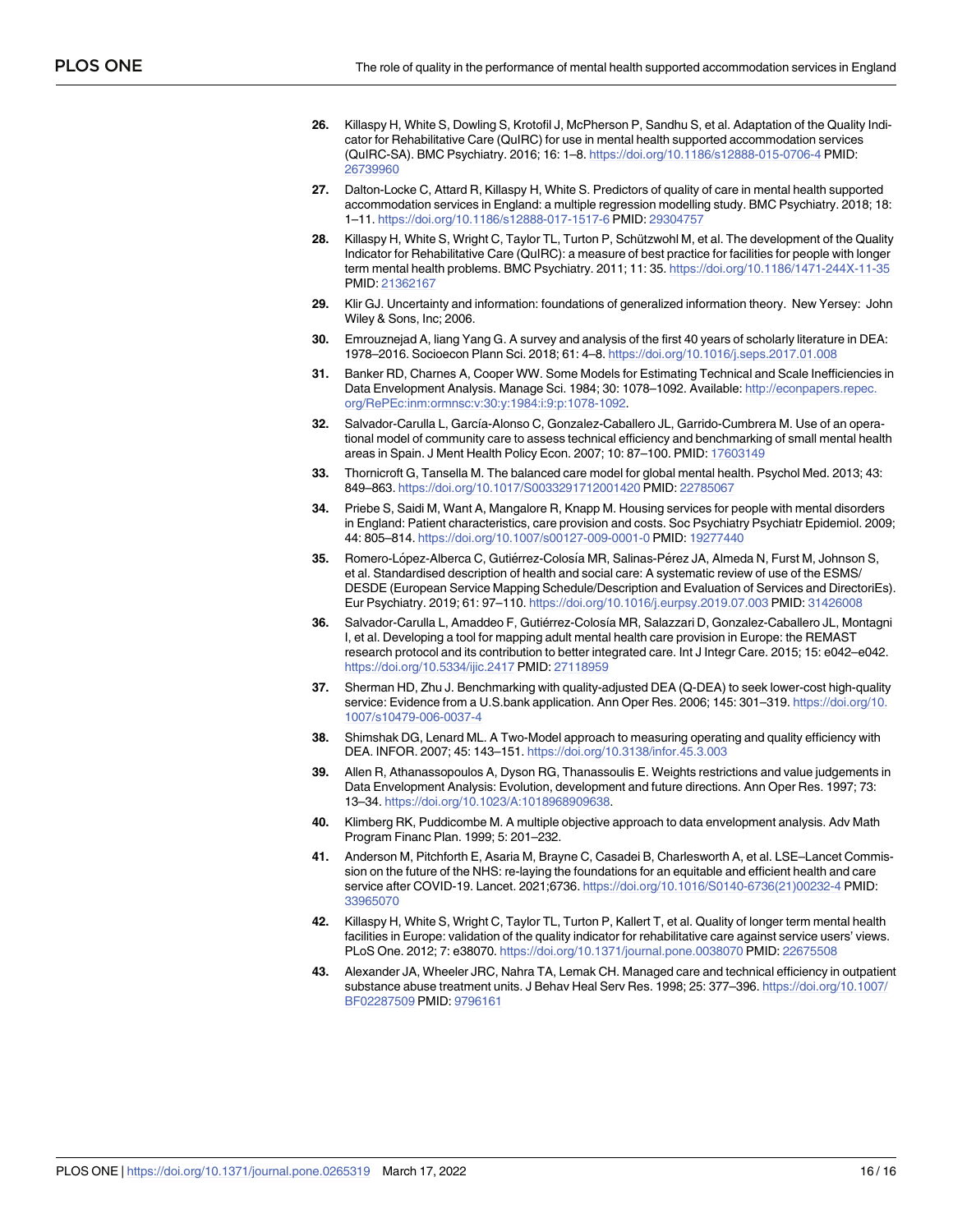26. Killaspy H, White S, Dowling S, Krotofil J, McPherson P, Sandhu S, et al. Adaptation of the Quality Indicator for Rehabilitative Care (QuIRC) for use in mental health supported accommodation services (QuIRC-SA). BMC Psychiatry. 2016; 16: 1–8. https://doi.org/10.1186/s12888-015-0706-4 PMID: 26739960

27. Dalton-Locke C, Attard R, Killaspy H, White S. Predictors of quality of care in mental health supported accommodation services in England: a multiple regression modelling study. BMC Psychiatry. 2018; 18: 1–11. https://doi.org/10.1186/s12888-017-1517-6 PMID: 29304757

28. Killaspy H, White S, Wright C, Taylor TL, Turton P, Schützwohl M, et al. The development of the Quality Indicator for Rehabilitative Care (QuIRC): a measure of best practice for facilities for people with longer term mental health problems. BMC Psychiatry. 2011; 11: 35. https://doi.org/10.1186/1471-244X-11-35 PMID: 21362167

29. Klir GJ. Uncertainty and information: foundations of generalized information theory. New Yersey: John Wiley & Sons, Inc; 2006.

30. Emrouznejad A, liang Yang G. A survey and analysis of the first 40 years of scholarly literature in DEA: 1978–2016. Socioecon Plann Sci. 2018; 61: 4–8. https://doi.org/10.1016/j.seps.2017.01.008

31. Banker RD, Charnes A, Cooper WW. Some Models for Estimating Technical and Scale Inefficiencies in Data Envelopment Analysis. Manage Sci. 1984; 30: 1078–1092. Available: http://econpapers.repec.org/RePEc:inm:ormnsc:v:30:y:1984:i:9:p:1078-1092.

32. Salvador-Carulla L, García-Alonso C, Gonzalez-Caballero JL, Garrido-Cumbrera M. Use of an operational model of community care to assess technical efficiency and benchmarking of small mental health areas in Spain. J Ment Health Policy Econ. 2007; 10: 87–100. PMID: 17603149

33. Thornicroft G, Tansella M. The balanced care model for global mental health. Psychol Med. 2013; 43: 849–863. https://doi.org/10.1017/S0033291712001420 PMID: 22785067

34. Priebe S, Saidi M, Want A, Mangalore R, Knapp M. Housing services for people with mental disorders in England: Patient characteristics, care provision and costs. Soc Psychiatry Psychiatr Epidemiol. 2009; 44: 805–814. https://doi.org/10.1007/s00127-009-0001-0 PMID: 19277440

35. Romero-López-Alberca C, Gutiérrez-Colosía MR, Salinas-Pérez JA, Almeda N, Furst M, Johnson S, et al. Standardised description of health and social care: A systematic review of use of the ESMS/DESDE (European Service Mapping Schedule/Description and Evaluation of Services and DirectoriEs). Eur Psychiatry. 2019; 61: 97–110. https://doi.org/10.1016/j.eurpsy.2019.07.003 PMID: 31426008

36. Salvador-Carulla L, Amaddeo F, Gutiérrez-Colosía MR, Salazzari D, Gonzalez-Caballero JL, Montagni I, et al. Developing a tool for mapping adult mental health care provision in Europe: the REMAST research protocol and its contribution to better integrated care. Int J Integr Care. 2015; 15: e042–e042. https://doi.org/10.5334/ijic.2417 PMID: 27118959

37. Sherman HD, Zhu J. Benchmarking with quality-adjusted DEA (Q-DEA) to seek lower-cost high-quality service: Evidence from a U.S.bank application. Ann Oper Res. 2006; 145: 301–319. https://doi.org/10.1007/s10479-006-0037-4

38. Shimshak DG, Lenard ML. A Two-Model approach to measuring operating and quality efficiency with DEA. INFOR. 2007; 45: 143–151. https://doi.org/10.3138/infor.45.3.003

39. Allen R, Athanassopoulos A, Dyson RG, Thanassoulis E. Weights restrictions and value judgements in Data Envelopment Analysis: Evolution, development and future directions. Ann Oper Res. 1997; 73: 13–34. https://doi.org/10.1023/A:1018968909638.

40. Klimberg RK, Puddicombe M. A multiple objective approach to data envelopment analysis. Adv Math Program Financ Plan. 1999; 5: 201–232.

41. Anderson M, Pitchforth E, Asaria M, Brayne C, Casadei B, Charlesworth A, et al. LSE–Lancet Commission on the future of the NHS: re-laying the foundations for an equitable and efficient health and care service after COVID-19. Lancet. 2021;6736. https://doi.org/10.1016/S0140-6736(21)00232-4 PMID: 33965070

42. Killaspy H, White S, Wright C, Taylor TL, Turton P, Kallert T, et al. Quality of longer term mental health facilities in Europe: validation of the quality indicator for rehabilitative care against service users' views. PLoS One. 2012; 7: e38070. https://doi.org/10.1371/journal.pone.0038070 PMID: 22675508

43. Alexander JA, Wheeler JRC, Nahra TA, Lemak CH. Managed care and technical efficiency in outpatient substance abuse treatment units. J Behav Heal Serv Res. 1998; 25: 377–396. https://doi.org/10.1007/BF02287509 PMID: 9796161